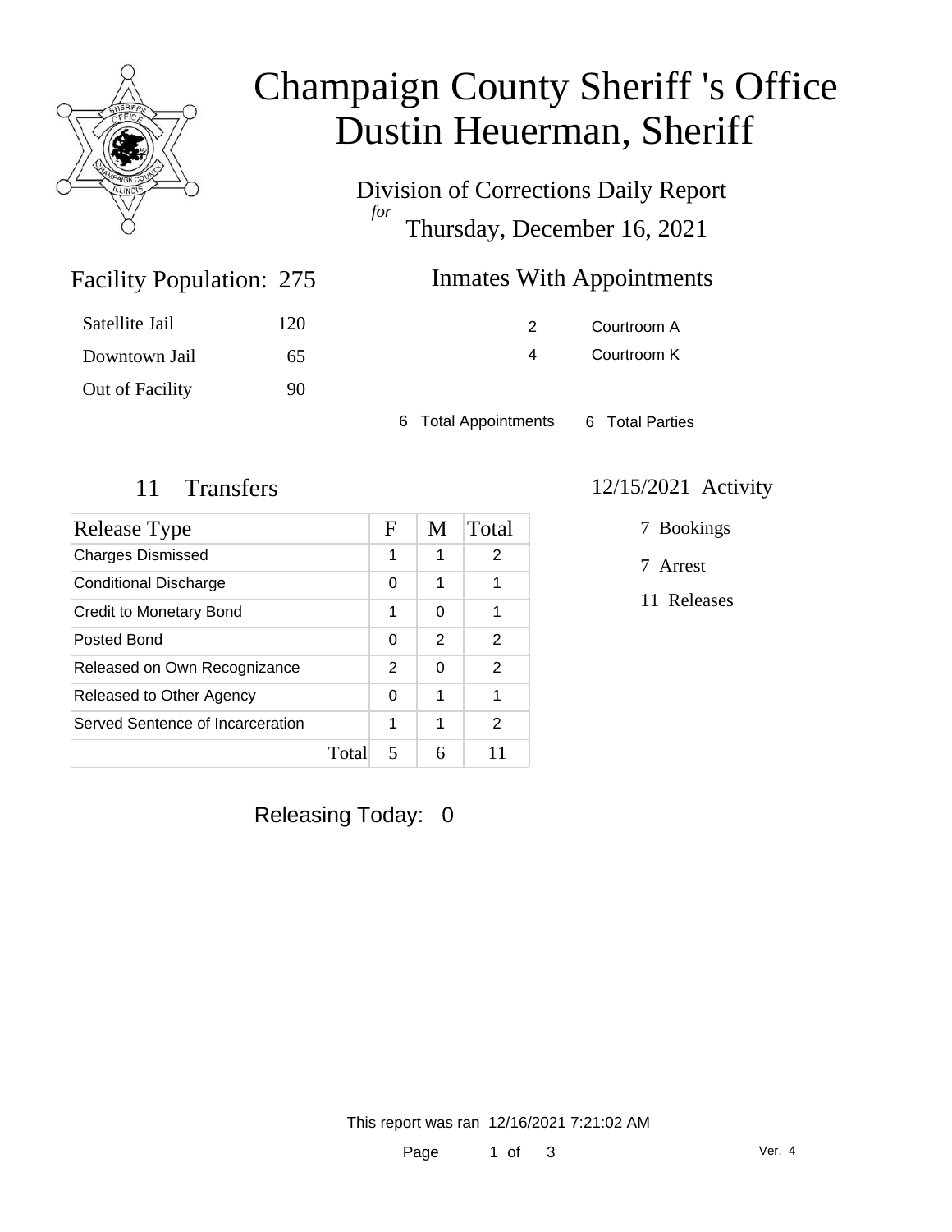# Champaign County Sheriff 's Office
# Dustin Heuerman, Sheriff

## Division of Corrections Daily Report
*for*
## Thursday, December 16, 2021

### Facility Population: 275

| | |
|---|---|
| Satellite Jail | 120 |
| Downtown Jail | 65 |
| Out of Facility | 90 |

### Inmates With Appointments

| | |
|---|---|
| 2 | Courtroom A |
| 4 | Courtroom K |

6 Total Appointments    6 Total Parties

### 11 Transfers

| Release Type | F | M | Total |
|---|---|---|---|
| Charges Dismissed | 1 | 1 | 2 |
| Conditional Discharge | 0 | 1 | 1 |
| Credit to Monetary Bond | 1 | 0 | 1 |
| Posted Bond | 0 | 2 | 2 |
| Released on Own Recognizance | 2 | 0 | 2 |
| Released to Other Agency | 0 | 1 | 1 |
| Served Sentence of Incarceration | 1 | 1 | 2 |
| Total | 5 | 6 | 11 |

### 12/15/2021 Activity

- 7 Bookings
- 7 Arrest
- 11 Releases

Releasing Today: 0

This report was ran 12/16/2021 7:21:02 AM

Ver. 4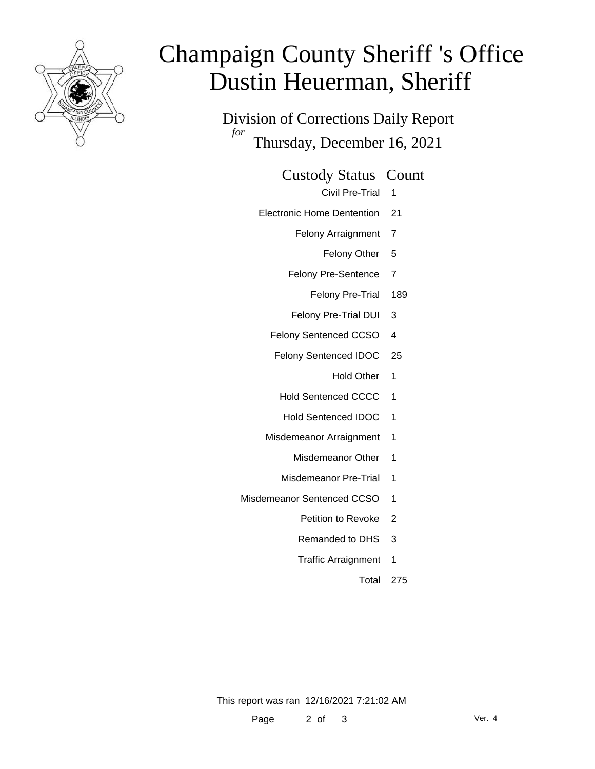# Champaign County Sheriff 's Office
# Dustin Heuerman, Sheriff

## Division of Corrections Daily Report

*for* Thursday, December 16, 2021

| Custody Status | Count |
|---|---|
| Civil Pre-Trial | 1 |
| Electronic Home Dentention | 21 |
| Felony Arraignment | 7 |
| Felony Other | 5 |
| Felony Pre-Sentence | 7 |
| Felony Pre-Trial | 189 |
| Felony Pre-Trial DUI | 3 |
| Felony Sentenced CCSO | 4 |
| Felony Sentenced IDOC | 25 |
| Hold Other | 1 |
| Hold Sentenced CCCC | 1 |
| Hold Sentenced IDOC | 1 |
| Misdemeanor Arraignment | 1 |
| Misdemeanor Other | 1 |
| Misdemeanor Pre-Trial | 1 |
| Misdemeanor Sentenced CCSO | 1 |
| Petition to Revoke | 2 |
| Remanded to DHS | 3 |
| Traffic Arraignment | 1 |
| Total | 275 |

This report was ran 12/16/2021 7:21:02 AM

Ver. 4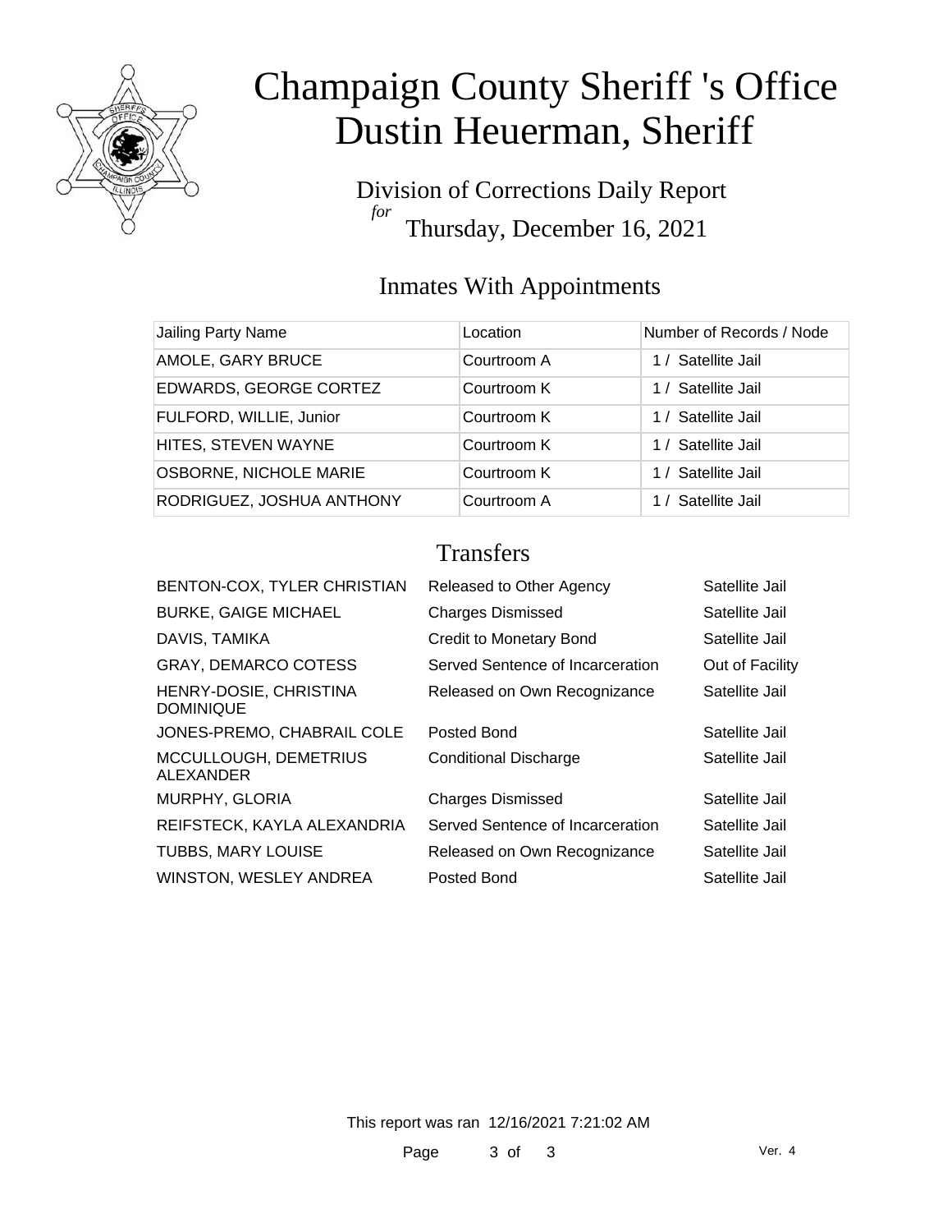# Champaign County Sheriff 's Office
# Dustin Heuerman, Sheriff

Division of Corrections Daily Report
*for*
Thursday, December 16, 2021

## Inmates With Appointments

| Jailing Party Name | Location | Number of Records / Node |
|---|---|---|
| AMOLE, GARY BRUCE | Courtroom A | 1 / Satellite Jail |
| EDWARDS, GEORGE CORTEZ | Courtroom K | 1 / Satellite Jail |
| FULFORD, WILLIE, Junior | Courtroom K | 1 / Satellite Jail |
| HITES, STEVEN WAYNE | Courtroom K | 1 / Satellite Jail |
| OSBORNE, NICHOLE MARIE | Courtroom K | 1 / Satellite Jail |
| RODRIGUEZ, JOSHUA ANTHONY | Courtroom A | 1 / Satellite Jail |

## Transfers

| | | |
|---|---|---|
| BENTON-COX, TYLER CHRISTIAN | Released to Other Agency | Satellite Jail |
| BURKE, GAIGE MICHAEL | Charges Dismissed | Satellite Jail |
| DAVIS, TAMIKA | Credit to Monetary Bond | Satellite Jail |
| GRAY, DEMARCO COTESS | Served Sentence of Incarceration | Out of Facility |
| HENRY-DOSIE, CHRISTINA DOMINIQUE | Released on Own Recognizance | Satellite Jail |
| JONES-PREMO, CHABRAIL COLE | Posted Bond | Satellite Jail |
| MCCULLOUGH, DEMETRIUS ALEXANDER | Conditional Discharge | Satellite Jail |
| MURPHY, GLORIA | Charges Dismissed | Satellite Jail |
| REIFSTECK, KAYLA ALEXANDRIA | Served Sentence of Incarceration | Satellite Jail |
| TUBBS, MARY LOUISE | Released on Own Recognizance | Satellite Jail |
| WINSTON, WESLEY ANDREA | Posted Bond | Satellite Jail |

This report was ran 12/16/2021 7:21:02 AM

Ver. 4